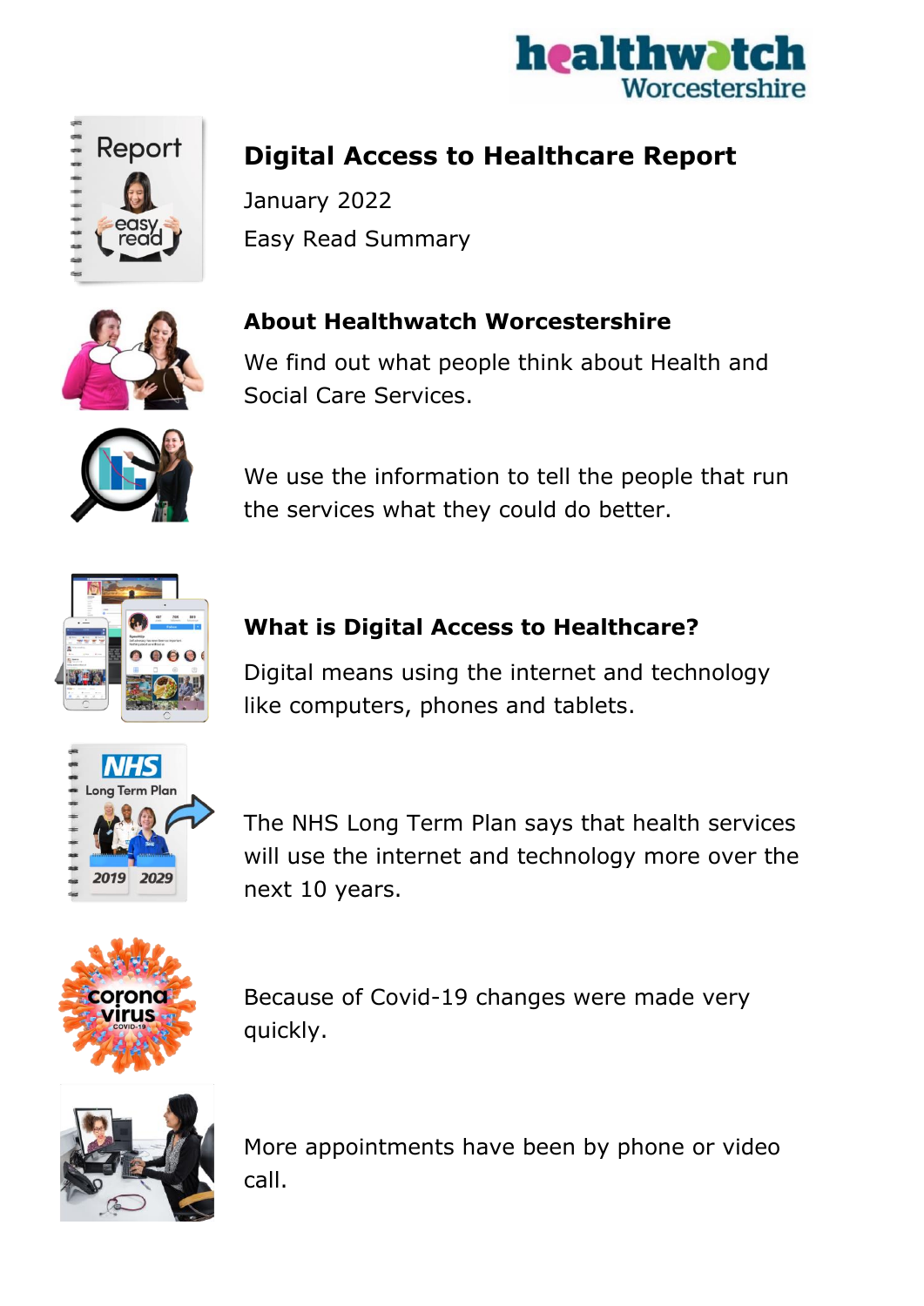# Digital Access to Healthcare Report

January 2022

Easy Read Summary

## About Healthwatch Worcestershire

We find out what people think about Health and Social Care Services.

We use the information to tell the people that run the services what they could do better.

## What is Digital Access to Healthcare?

Digital means using the internet and technology like computers, phones and tablets.

The NHS Long Term Plan says that health services will use the internet and technology more over the next 10 years.

Because of Covid-19 changes were made very quickly.

More appointments have been by phone or video call.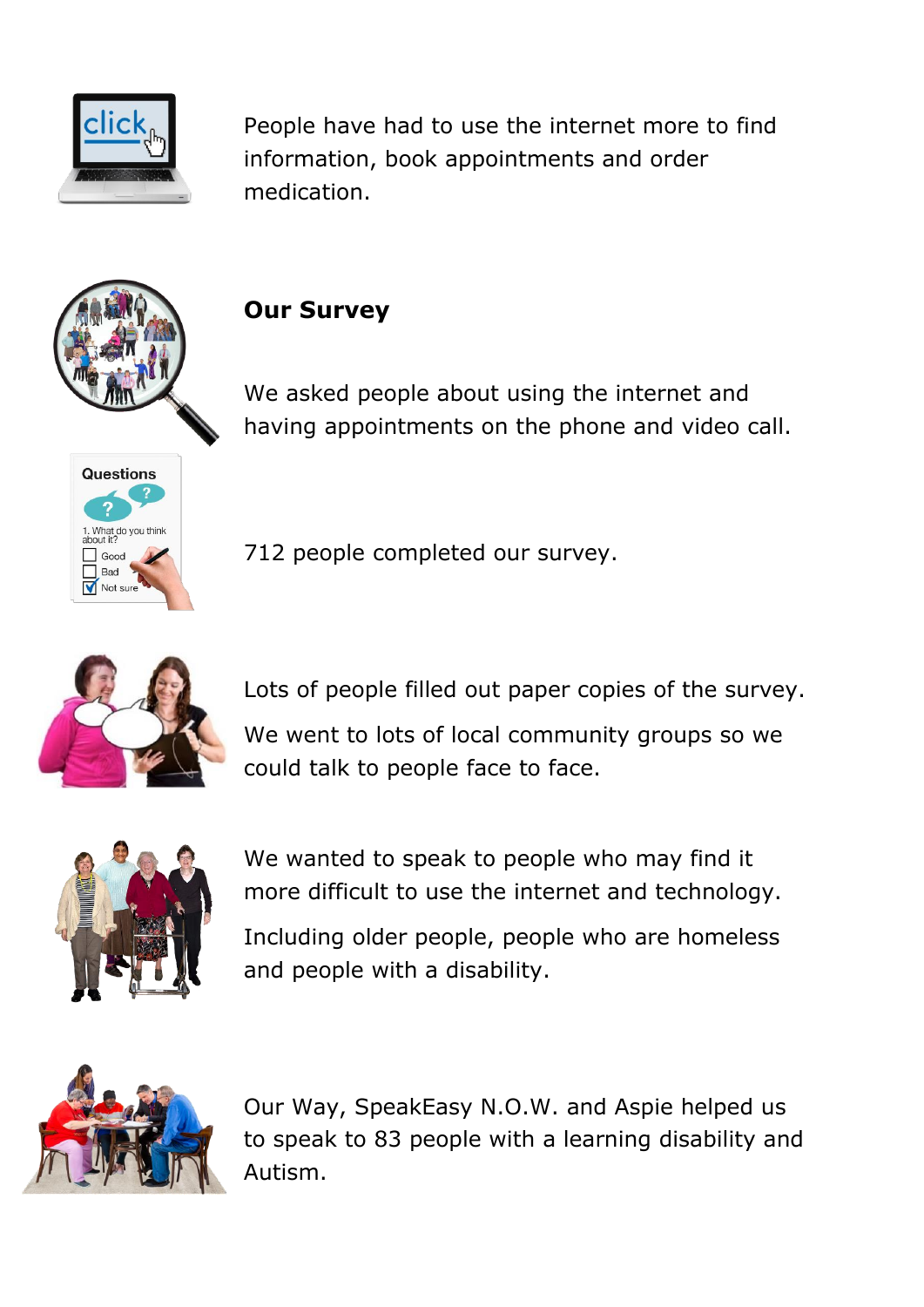People have had to use the internet more to find information, book appointments and order medication.

## Our Survey

We asked people about using the internet and having appointments on the phone and video call.

712 people completed our survey.

Lots of people filled out paper copies of the survey.

We went to lots of local community groups so we could talk to people face to face.

We wanted to speak to people who may find it more difficult to use the internet and technology.

Including older people, people who are homeless and people with a disability.

Our Way, SpeakEasy N.O.W. and Aspie helped us to speak to 83 people with a learning disability and Autism.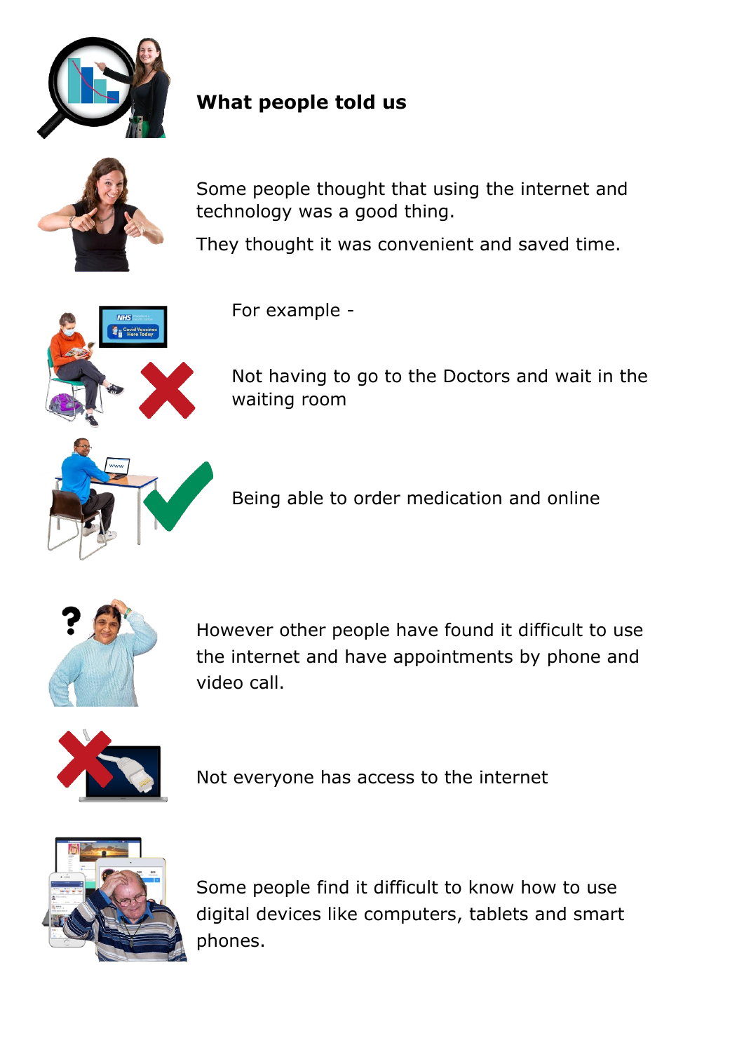## What people told us

Some people thought that using the internet and technology was a good thing.

They thought it was convenient and saved time.

For example -

Not having to go to the Doctors and wait in the waiting room

Being able to order medication and online

However other people have found it difficult to use the internet and have appointments by phone and video call.

Not everyone has access to the internet

Some people find it difficult to know how to use digital devices like computers, tablets and smart phones.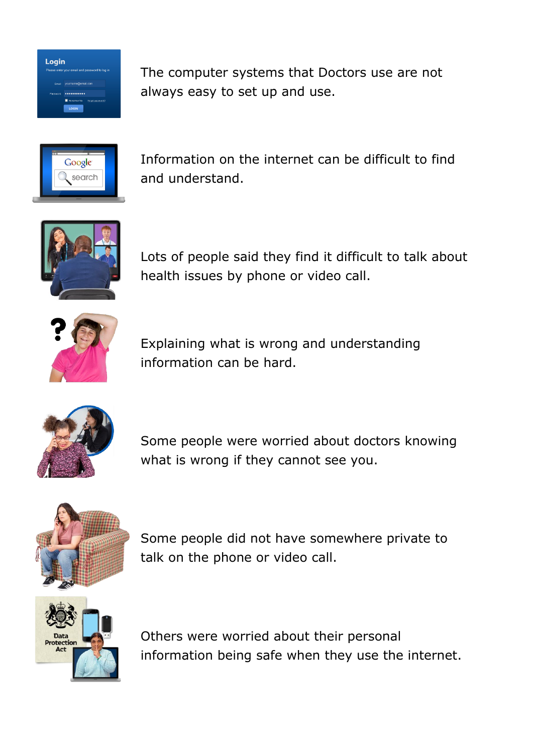The computer systems that Doctors use are not always easy to set up and use.

Information on the internet can be difficult to find and understand.

Lots of people said they find it difficult to talk about health issues by phone or video call.

Explaining what is wrong and understanding information can be hard.

Some people were worried about doctors knowing what is wrong if they cannot see you.

Some people did not have somewhere private to talk on the phone or video call.

Others were worried about their personal information being safe when they use the internet.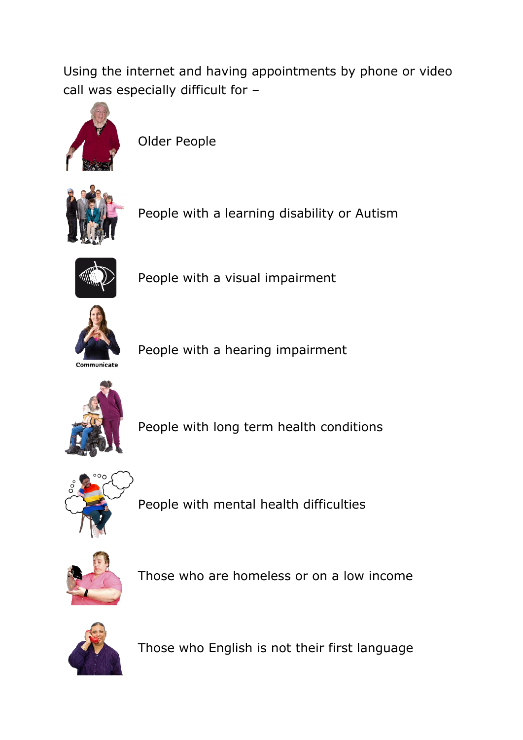Using the internet and having appointments by phone or video call was especially difficult for –

- Older People
- People with a learning disability or Autism
- People with a visual impairment
- People with a hearing impairment
- People with long term health conditions
- People with mental health difficulties
- Those who are homeless or on a low income
- Those who English is not their first language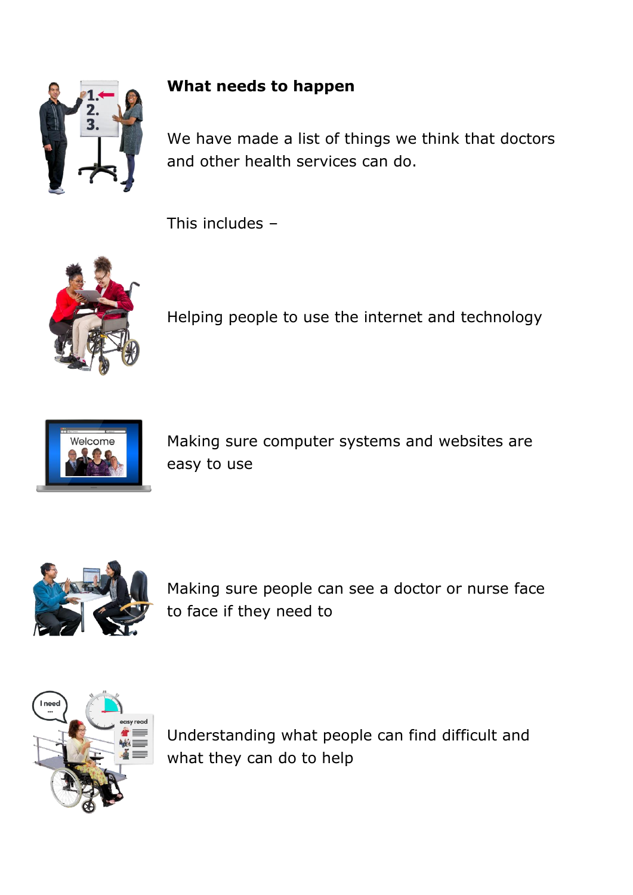## What needs to happen

We have made a list of things we think that doctors and other health services can do.

This includes –

- Helping people to use the internet and technology

- Making sure computer systems and websites are easy to use

- Making sure people can see a doctor or nurse face to face if they need to

- Understanding what people can find difficult and what they can do to help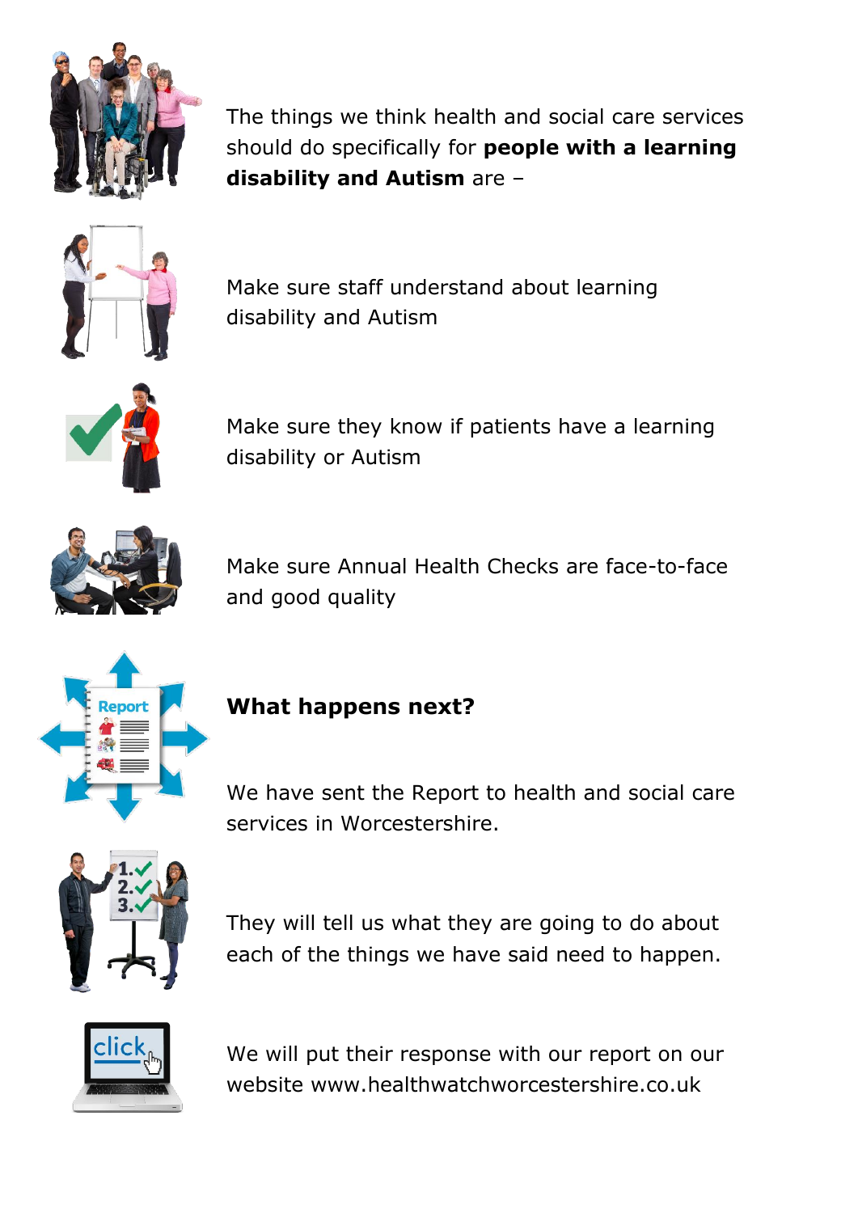The things we think health and social care services should do specifically for **people with a learning disability and Autism** are –

Make sure staff understand about learning disability and Autism

Make sure they know if patients have a learning disability or Autism

Make sure Annual Health Checks are face-to-face and good quality

## What happens next?

We have sent the Report to health and social care services in Worcestershire.

They will tell us what they are going to do about each of the things we have said need to happen.

We will put their response with our report on our website www.healthwatchworcestershire.co.uk